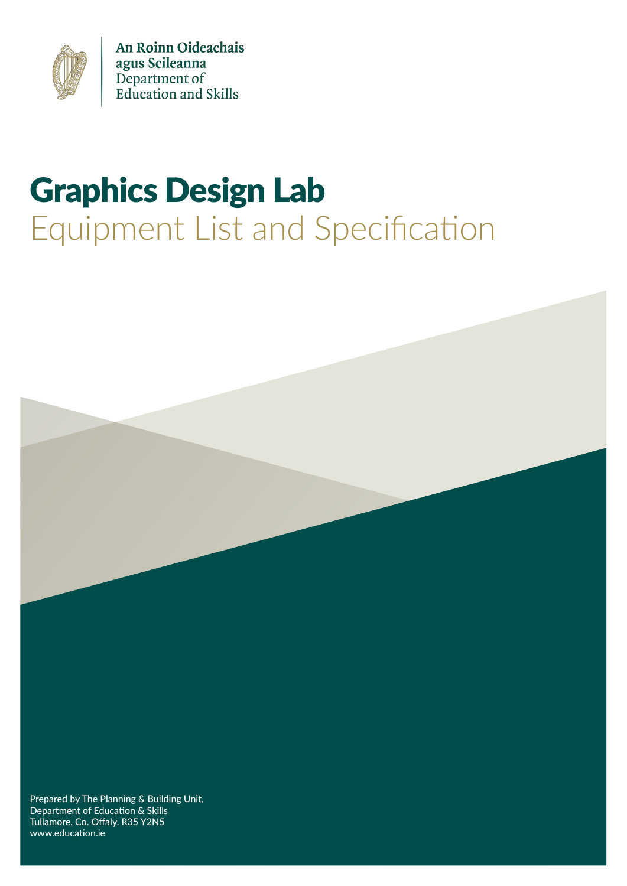An Roinn Oideachais agus Scileanna
Department of Education and Skills

# Graphics Design Lab

## Equipment List and Specification

Prepared by The Planning & Building Unit,
Department of Education & Skills
Tullamore, Co. Offaly. R35 Y2N5
www.education.ie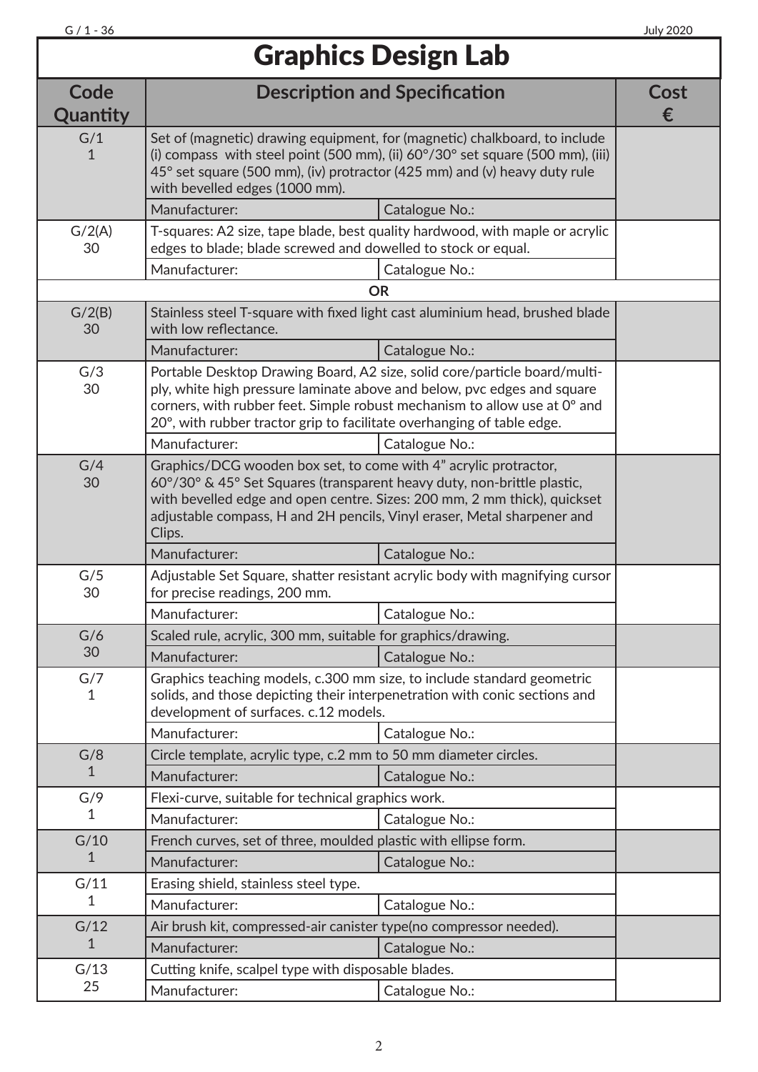# Graphics Design Lab

| Code Quantity | Description and Specification | | Cost € |
|---|---|---|---|
| G/1 1 | Set of (magnetic) drawing equipment, for (magnetic) chalkboard, to include (i) compass with steel point (500 mm), (ii) 60°/30° set square (500 mm), (iii) 45° set square (500 mm), (iv) protractor (425 mm) and (v) heavy duty rule with bevelled edges (1000 mm). | | |
| | Manufacturer: | Catalogue No.: | |
| G/2(A) 30 | T-squares: A2 size, tape blade, best quality hardwood, with maple or acrylic edges to blade; blade screwed and dowelled to stock or equal. | | |
| | Manufacturer: | Catalogue No.: | |
| | **OR** | | |
| G/2(B) 30 | Stainless steel T-square with fixed light cast aluminium head, brushed blade with low reflectance. | | |
| | Manufacturer: | Catalogue No.: | |
| G/3 30 | Portable Desktop Drawing Board, A2 size, solid core/particle board/multi-ply, white high pressure laminate above and below, pvc edges and square corners, with rubber feet. Simple robust mechanism to allow use at 0º and 20º, with rubber tractor grip to facilitate overhanging of table edge. | | |
| | Manufacturer: | Catalogue No.: | |
| G/4 30 | Graphics/DCG wooden box set, to come with 4” acrylic protractor, 60°/30° & 45° Set Squares (transparent heavy duty, non-brittle plastic, with bevelled edge and open centre. Sizes: 200 mm, 2 mm thick), quickset adjustable compass, H and 2H pencils, Vinyl eraser, Metal sharpener and Clips. | | |
| | Manufacturer: | Catalogue No.: | |
| G/5 30 | Adjustable Set Square, shatter resistant acrylic body with magnifying cursor for precise readings, 200 mm. | | |
| | Manufacturer: | Catalogue No.: | |
| G/6 30 | Scaled rule, acrylic, 300 mm, suitable for graphics/drawing. | | |
| | Manufacturer: | Catalogue No.: | |
| G/7 1 | Graphics teaching models, c.300 mm size, to include standard geometric solids, and those depicting their interpenetration with conic sections and development of surfaces. c.12 models. | | |
| | Manufacturer: | Catalogue No.: | |
| G/8 1 | Circle template, acrylic type, c.2 mm to 50 mm diameter circles. | | |
| | Manufacturer: | Catalogue No.: | |
| G/9 1 | Flexi-curve, suitable for technical graphics work. | | |
| | Manufacturer: | Catalogue No.: | |
| G/10 1 | French curves, set of three, moulded plastic with ellipse form. | | |
| | Manufacturer: | Catalogue No.: | |
| G/11 1 | Erasing shield, stainless steel type. | | |
| | Manufacturer: | Catalogue No.: | |
| G/12 1 | Air brush kit, compressed-air canister type(no compressor needed). | | |
| | Manufacturer: | Catalogue No.: | |
| G/13 25 | Cutting knife, scalpel type with disposable blades. | | |
| | Manufacturer: | Catalogue No.: | |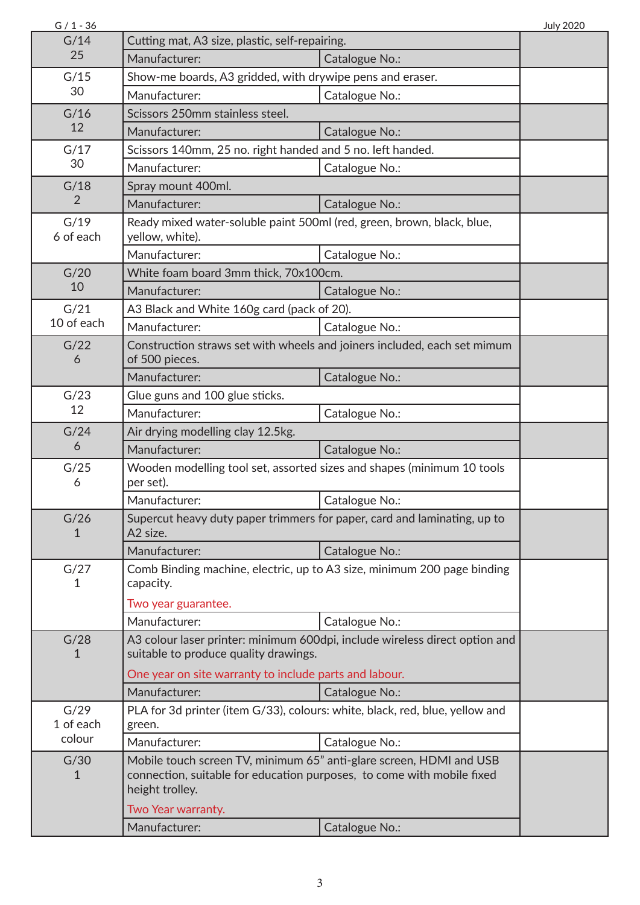| Item / Qty | Description | | |
|---|---|---|---|
| G/14<br>25 | Cutting mat, A3 size, plastic, self-repairing. | | |
| | Manufacturer: | Catalogue No.: | |
| G/15<br>30 | Show-me boards, A3 gridded, with drywipe pens and eraser. | | |
| | Manufacturer: | Catalogue No.: | |
| G/16<br>12 | Scissors 250mm stainless steel. | | |
| | Manufacturer: | Catalogue No.: | |
| G/17<br>30 | Scissors 140mm, 25 no. right handed and 5 no. left handed. | | |
| | Manufacturer: | Catalogue No.: | |
| G/18<br>2 | Spray mount 400ml. | | |
| | Manufacturer: | Catalogue No.: | |
| G/19<br>6 of each | Ready mixed water-soluble paint 500ml (red, green, brown, black, blue, yellow, white). | | |
| | Manufacturer: | Catalogue No.: | |
| G/20<br>10 | White foam board 3mm thick, 70x100cm. | | |
| | Manufacturer: | Catalogue No.: | |
| G/21<br>10 of each | A3 Black and White 160g card (pack of 20). | | |
| | Manufacturer: | Catalogue No.: | |
| G/22<br>6 | Construction straws set with wheels and joiners included, each set mimum of 500 pieces. | | |
| | Manufacturer: | Catalogue No.: | |
| G/23<br>12 | Glue guns and 100 glue sticks. | | |
| | Manufacturer: | Catalogue No.: | |
| G/24<br>6 | Air drying modelling clay 12.5kg. | | |
| | Manufacturer: | Catalogue No.: | |
| G/25<br>6 | Wooden modelling tool set, assorted sizes and shapes (minimum 10 tools per set). | | |
| | Manufacturer: | Catalogue No.: | |
| G/26<br>1 | Supercut heavy duty paper trimmers for paper, card and laminating, up to A2 size. | | |
| | Manufacturer: | Catalogue No.: | |
| G/27<br>1 | Comb Binding machine, electric, up to A3 size, minimum 200 page binding capacity.<br><br>Two year guarantee. | | |
| | Manufacturer: | Catalogue No.: | |
| G/28<br>1 | A3 colour laser printer: minimum 600dpi, include wireless direct option and suitable to produce quality drawings.<br><br>One year on site warranty to include parts and labour. | | |
| | Manufacturer: | Catalogue No.: | |
| G/29<br>1 of each colour | PLA for 3d printer (item G/33), colours: white, black, red, blue, yellow and green. | | |
| | Manufacturer: | Catalogue No.: | |
| G/30<br>1 | Mobile touch screen TV, minimum 65" anti-glare screen, HDMI and USB connection, suitable for education purposes, to come with mobile fixed height trolley.<br><br>Two Year warranty. | | |
| | Manufacturer: | Catalogue No.: | |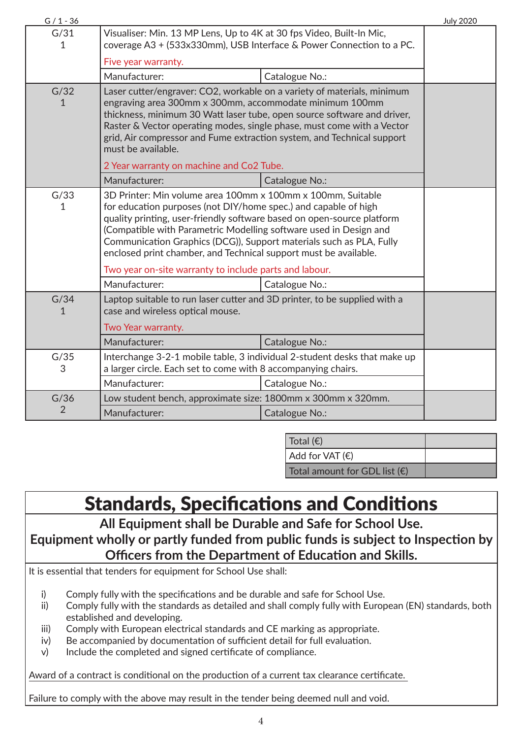| G / 1 - 36 | | | July 2020 |
|---|---|---|---|
| G/31<br>1 | Visualiser: Min. 13 MP Lens, Up to 4K at 30 fps Video, Built-In Mic, coverage A3 + (533x330mm), USB Interface & Power Connection to a PC.<br><br>Five year warranty. | | |
| | Manufacturer: | Catalogue No.: | |
| G/32<br>1 | Laser cutter/engraver: $CO_2$, workable on a variety of materials, minimum engraving area 300mm x 300mm, accommodate minimum 100mm thickness, minimum 30 Watt laser tube, open source software and driver, Raster & Vector operating modes, single phase, must come with a Vector grid, Air compressor and Fume extraction system, and Technical support must be available.<br><br>2 Year warranty on machine and Co2 Tube. | | |
| | Manufacturer: | Catalogue No.: | |
| G/33<br>1 | 3D Printer: Min volume area 100mm x 100mm x 100mm, Suitable for education purposes (not DIY/home spec.) and capable of high quality printing, user-friendly software based on open-source platform (Compatible with Parametric Modelling software used in Design and Communication Graphics (DCG)), Support materials such as PLA, Fully enclosed print chamber, and Technical support must be available.<br><br>Two year on-site warranty to include parts and labour. | | |
| | Manufacturer: | Catalogue No.: | |
| G/34<br>1 | Laptop suitable to run laser cutter and 3D printer, to be supplied with a case and wireless optical mouse.<br><br>Two Year warranty. | | |
| | Manufacturer: | Catalogue No.: | |
| G/35<br>3 | Interchange 3-2-1 mobile table, 3 individual 2-student desks that make up a larger circle. Each set to come with 8 accompanying chairs. | | |
| | Manufacturer: | Catalogue No.: | |
| G/36<br>2 | Low student bench, approximate size: 1800mm x 300mm x 320mm. | | |
| | Manufacturer: | Catalogue No.: | |

| | |
|---|---|
| Total (€) | |
| Add for VAT (€) | |
| Total amount for GDL list (€) | |

# Standards, Specifications and Conditions

**All Equipment shall be Durable and Safe for School Use.**
**Equipment wholly or partly funded from public funds is subject to Inspection by Officers from the Department of Education and Skills.**

It is essential that tenders for equipment for School Use shall:

i) Comply fully with the specifications and be durable and safe for School Use.
ii) Comply fully with the standards as detailed and shall comply fully with European (EN) standards, both established and developing.
iii) Comply with European electrical standards and CE marking as appropriate.
iv) Be accompanied by documentation of sufficient detail for full evaluation.
v) Include the completed and signed certificate of compliance.

Award of a contract is conditional on the production of a current tax clearance certificate.

Failure to comply with the above may result in the tender being deemed null and void.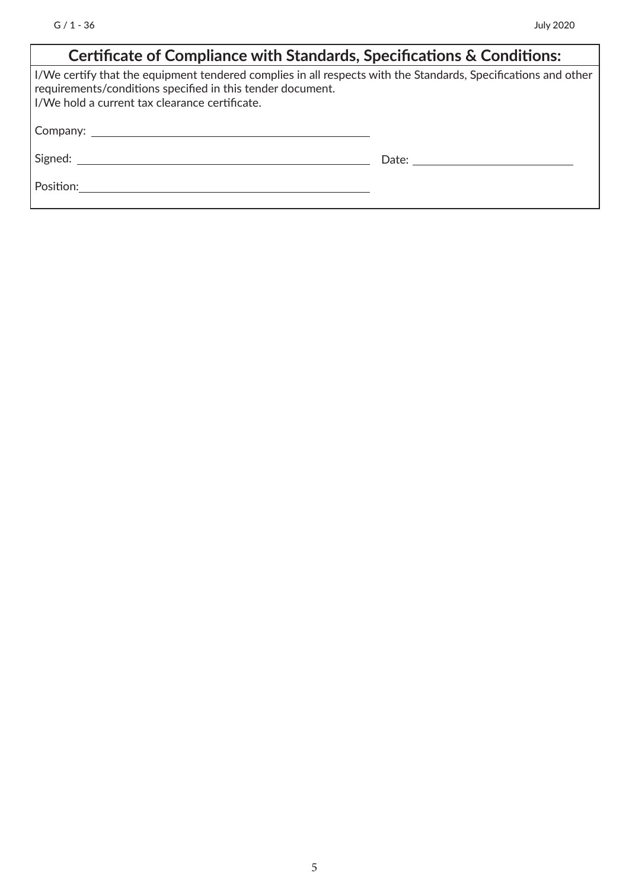## Certificate of Compliance with Standards, Specifications & Conditions:

I/We certify that the equipment tendered complies in all respects with the Standards, Specifications and other requirements/conditions specified in this tender document.
I/We hold a current tax clearance certificate.

Company: ______________________________

Signed: ______________________________ Date: ____________________

Position: ______________________________